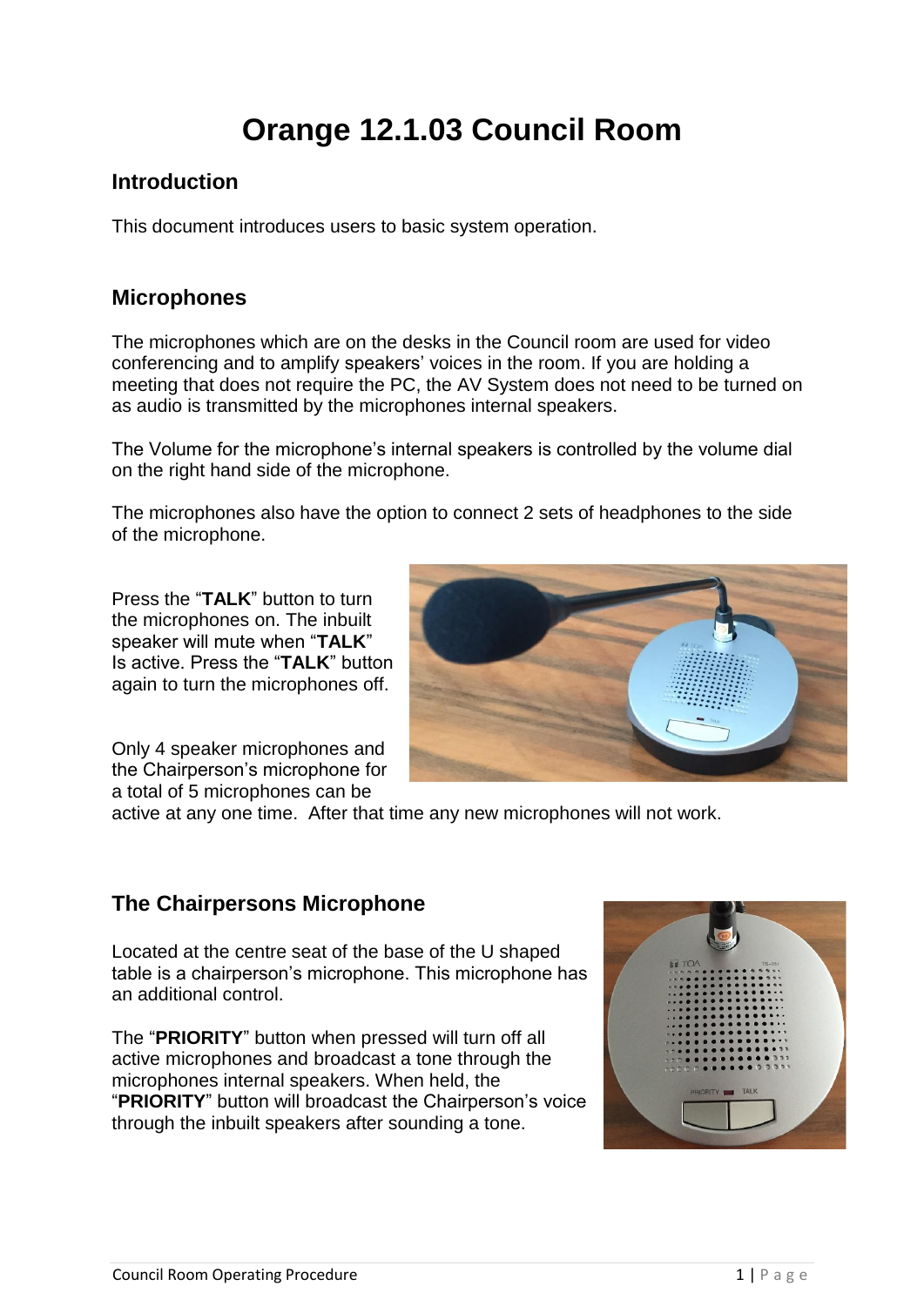# Orange 12.1.03 Council Room

## Introduction

This document introduces users to basic system operation.

## Microphones

The microphones which are on the desks in the Council room are used for video conferencing and to amplify speakers' voices in the room. If you are holding a meeting that does not require the PC, the AV System does not need to be turned on as audio is transmitted by the microphones internal speakers.

The Volume for the microphone's internal speakers is controlled by the volume dial on the right hand side of the microphone.

The microphones also have the option to connect 2 sets of headphones to the side of the microphone.

Press the "**TALK**" button to turn the microphones on. The inbuilt speaker will mute when "**TALK**" Is active. Press the "**TALK**" button again to turn the microphones off.

Only 4 speaker microphones and the Chairperson's microphone for a total of 5 microphones can be active at any one time. After that time any new microphones will not work.

## The Chairpersons Microphone

Located at the centre seat of the base of the U shaped table is a chairperson's microphone. This microphone has an additional control.

The "**PRIORITY**" button when pressed will turn off all active microphones and broadcast a tone through the microphones internal speakers. When held, the "**PRIORITY**" button will broadcast the Chairperson's voice through the inbuilt speakers after sounding a tone.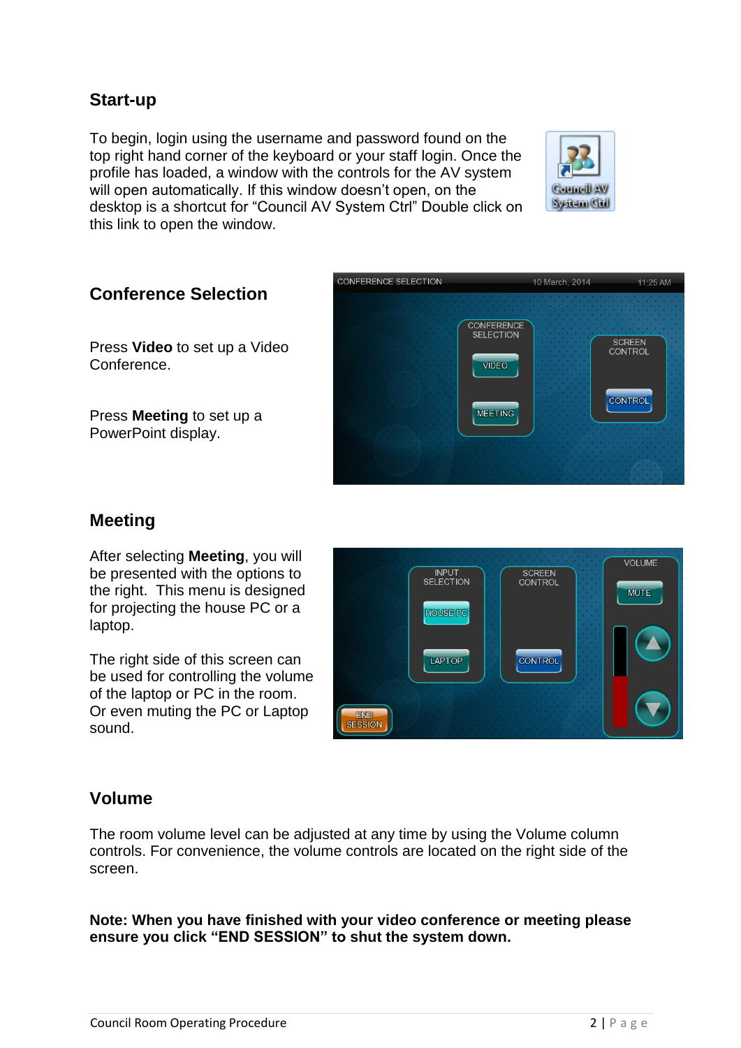## Start-up

To begin, login using the username and password found on the top right hand corner of the keyboard or your staff login. Once the profile has loaded, a window with the controls for the AV system will open automatically. If this window doesn't open, on the desktop is a shortcut for "Council AV System Ctrl" Double click on this link to open the window.

## Conference Selection

Press **Video** to set up a Video Conference.

Press **Meeting** to set up a PowerPoint display.

## Meeting

After selecting **Meeting**, you will be presented with the options to the right. This menu is designed for projecting the house PC or a laptop.

The right side of this screen can be used for controlling the volume of the laptop or PC in the room. Or even muting the PC or Laptop sound.

## Volume

The room volume level can be adjusted at any time by using the Volume column controls. For convenience, the volume controls are located on the right side of the screen.

**Note: When you have finished with your video conference or meeting please ensure you click "END SESSION" to shut the system down.**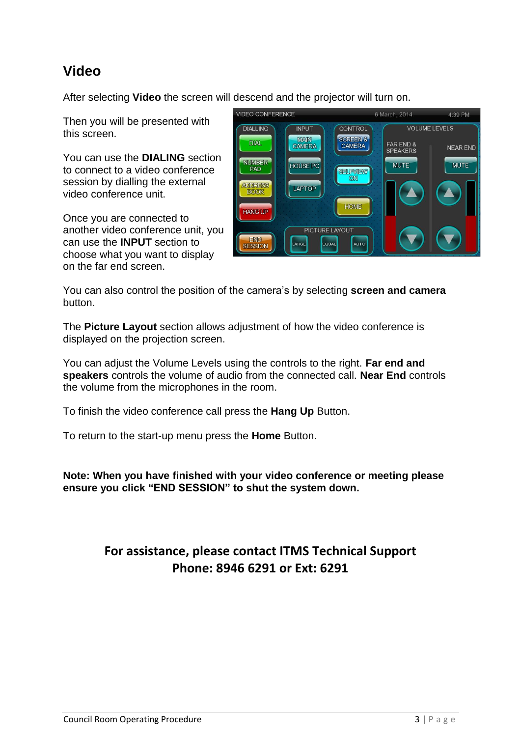# Video

After selecting **Video** the screen will descend and the projector will turn on.

Then you will be presented with this screen.

You can use the **DIALING** section to connect to a video conference session by dialling the external video conference unit.

Once you are connected to another video conference unit, you can use the **INPUT** section to choose what you want to display on the far end screen.

You can also control the position of the camera's by selecting **screen and camera** button.

The **Picture Layout** section allows adjustment of how the video conference is displayed on the projection screen.

You can adjust the Volume Levels using the controls to the right. **Far end and speakers** controls the volume of audio from the connected call. **Near End** controls the volume from the microphones in the room.

To finish the video conference call press the **Hang Up** Button.

To return to the start-up menu press the **Home** Button.

**Note: When you have finished with your video conference or meeting please ensure you click "END SESSION" to shut the system down.**

**For assistance, please contact ITMS Technical Support**
**Phone: 8946 6291 or Ext: 6291**